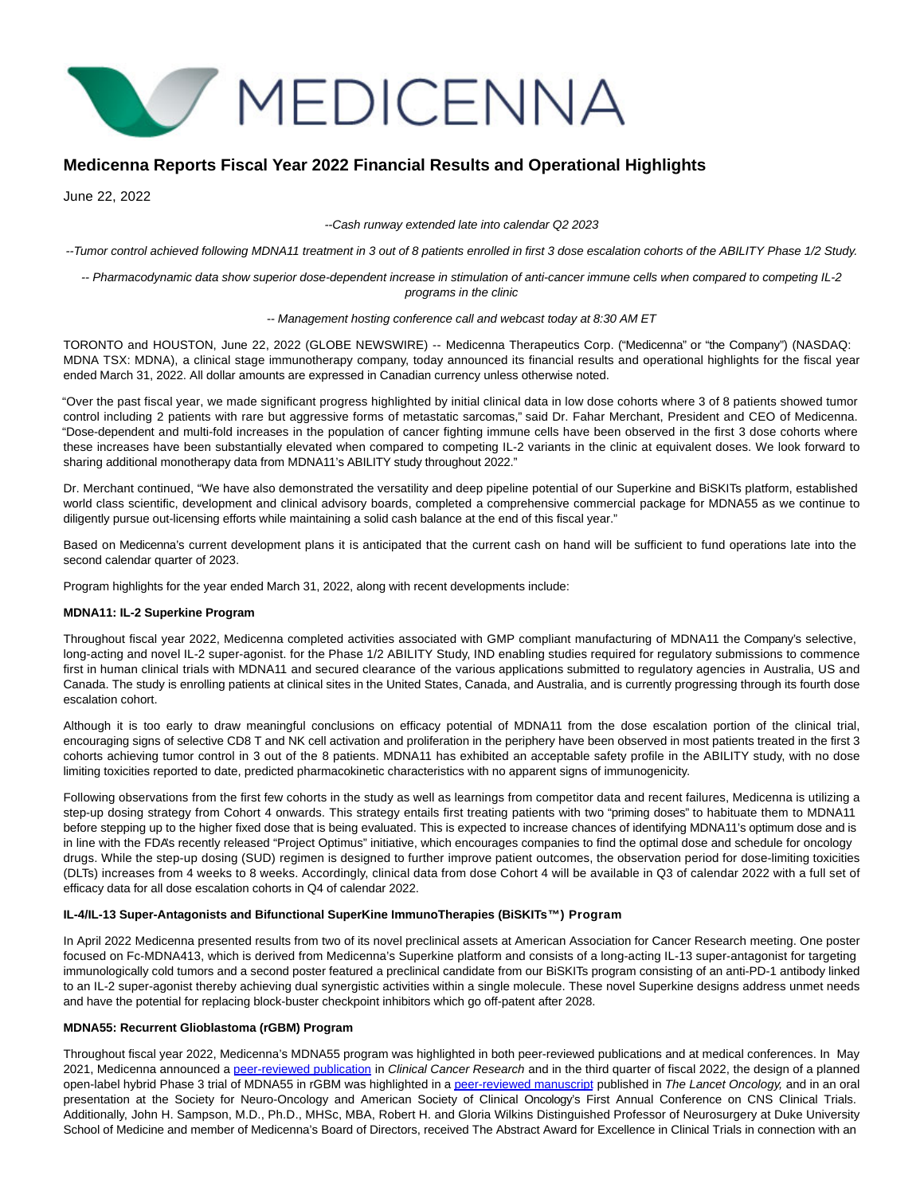# Medicenna Reports Fiscal Year 2022 Financial Results and Operational Highlights

June 22, 2022

*--Cash runway extended late into calendar Q2 2023*

*--Tumor control achieved following MDNA11 treatment in 3 out of 8 patients enrolled in first 3 dose escalation cohorts of the ABILITY Phase 1/2 Study.*

*-- Pharmacodynamic data show superior dose-dependent increase in stimulation of anti-cancer immune cells when compared to competing IL-2 programs in the clinic*

*-- Management hosting conference call and webcast today at 8:30 AM ET*

TORONTO and HOUSTON, June 22, 2022 (GLOBE NEWSWIRE) -- Medicenna Therapeutics Corp. ("Medicenna" or "the Company") (NASDAQ: MDNA TSX: MDNA), a clinical stage immunotherapy company, today announced its financial results and operational highlights for the fiscal year ended March 31, 2022. All dollar amounts are expressed in Canadian currency unless otherwise noted.

"Over the past fiscal year, we made significant progress highlighted by initial clinical data in low dose cohorts where 3 of 8 patients showed tumor control including 2 patients with rare but aggressive forms of metastatic sarcomas," said Dr. Fahar Merchant, President and CEO of Medicenna. "Dose-dependent and multi-fold increases in the population of cancer fighting immune cells have been observed in the first 3 dose cohorts where these increases have been substantially elevated when compared to competing IL-2 variants in the clinic at equivalent doses. We look forward to sharing additional monotherapy data from MDNA11's ABILITY study throughout 2022."

Dr. Merchant continued, "We have also demonstrated the versatility and deep pipeline potential of our Superkine and BiSKITs platform, established world class scientific, development and clinical advisory boards, completed a comprehensive commercial package for MDNA55 as we continue to diligently pursue out-licensing efforts while maintaining a solid cash balance at the end of this fiscal year."

Based on Medicenna's current development plans it is anticipated that the current cash on hand will be sufficient to fund operations late into the second calendar quarter of 2023.

Program highlights for the year ended March 31, 2022, along with recent developments include:

**MDNA11: IL-2 Superkine Program**

Throughout fiscal year 2022, Medicenna completed activities associated with GMP compliant manufacturing of MDNA11 the Company's selective, long-acting and novel IL-2 super-agonist. for the Phase 1/2 ABILITY Study, IND enabling studies required for regulatory submissions to commence first in human clinical trials with MDNA11 and secured clearance of the various applications submitted to regulatory agencies in Australia, US and Canada. The study is enrolling patients at clinical sites in the United States, Canada, and Australia, and is currently progressing through its fourth dose escalation cohort.

Although it is too early to draw meaningful conclusions on efficacy potential of MDNA11 from the dose escalation portion of the clinical trial, encouraging signs of selective CD8 T and NK cell activation and proliferation in the periphery have been observed in most patients treated in the first 3 cohorts achieving tumor control in 3 out of the 8 patients. MDNA11 has exhibited an acceptable safety profile in the ABILITY study, with no dose limiting toxicities reported to date, predicted pharmacokinetic characteristics with no apparent signs of immunogenicity.

Following observations from the first few cohorts in the study as well as learnings from competitor data and recent failures, Medicenna is utilizing a step-up dosing strategy from Cohort 4 onwards. This strategy entails first treating patients with two "priming doses" to habituate them to MDNA11 before stepping up to the higher fixed dose that is being evaluated. This is expected to increase chances of identifying MDNA11's optimum dose and is in line with the FDA's recently released "Project Optimus" initiative, which encourages companies to find the optimal dose and schedule for oncology drugs. While the step-up dosing (SUD) regimen is designed to further improve patient outcomes, the observation period for dose-limiting toxicities (DLTs) increases from 4 weeks to 8 weeks. Accordingly, clinical data from dose Cohort 4 will be available in Q3 of calendar 2022 with a full set of efficacy data for all dose escalation cohorts in Q4 of calendar 2022.

**IL-4/IL-13 Super-Antagonists and Bifunctional SuperKine ImmunoTherapies (BiSKITs™) Program**

In April 2022 Medicenna presented results from two of its novel preclinical assets at American Association for Cancer Research meeting. One poster focused on Fc-MDNA413, which is derived from Medicenna's Superkine platform and consists of a long-acting IL-13 super-antagonist for targeting immunologically cold tumors and a second poster featured a preclinical candidate from our BiSKITs program consisting of an anti-PD-1 antibody linked to an IL-2 super-agonist thereby achieving dual synergistic activities within a single molecule. These novel Superkine designs address unmet needs and have the potential for replacing block-buster checkpoint inhibitors which go off-patent after 2028.

**MDNA55: Recurrent Glioblastoma (rGBM) Program**

Throughout fiscal year 2022, Medicenna's MDNA55 program was highlighted in both peer-reviewed publications and at medical conferences. In May 2021, Medicenna announced a peer-reviewed publication in *Clinical Cancer Research* and in the third quarter of fiscal 2022, the design of a planned open-label hybrid Phase 3 trial of MDNA55 in rGBM was highlighted in a peer-reviewed manuscript published in *The Lancet Oncology,* and in an oral presentation at the Society for Neuro-Oncology and American Society of Clinical Oncology's First Annual Conference on CNS Clinical Trials. Additionally, John H. Sampson, M.D., Ph.D., MHSc, MBA, Robert H. and Gloria Wilkins Distinguished Professor of Neurosurgery at Duke University School of Medicine and member of Medicenna's Board of Directors, received The Abstract Award for Excellence in Clinical Trials in connection with an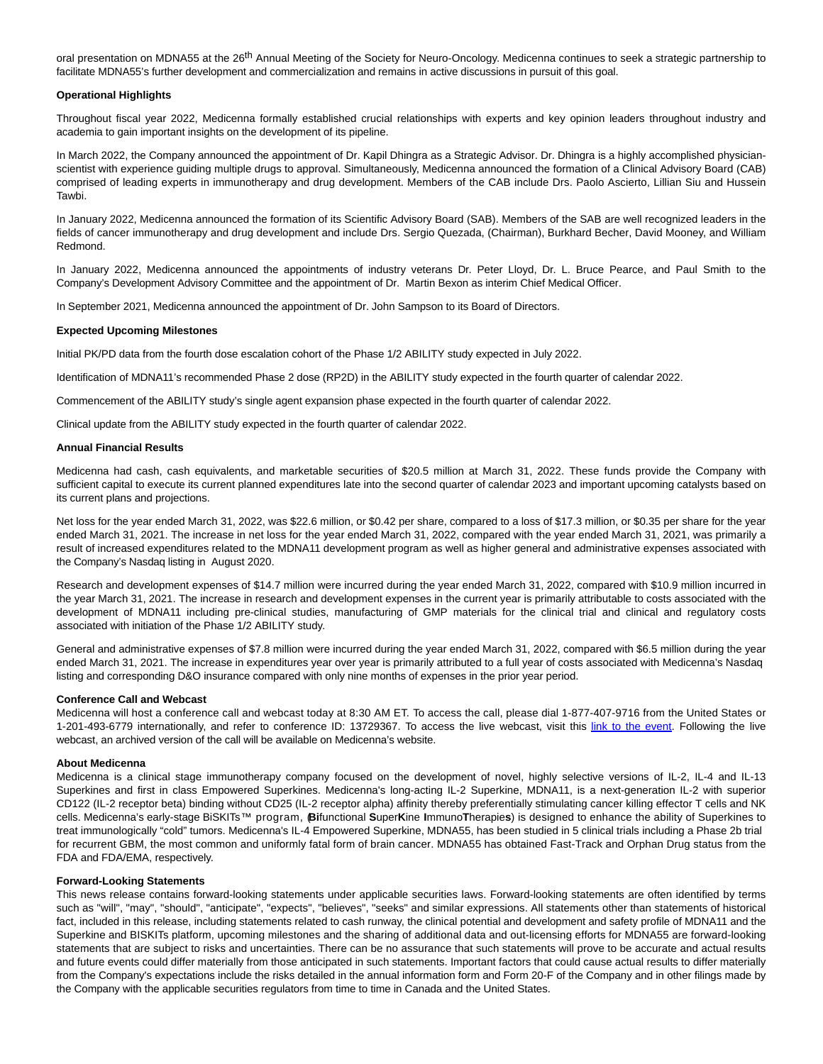oral presentation on MDNA55 at the 26th Annual Meeting of the Society for Neuro-Oncology. Medicenna continues to seek a strategic partnership to facilitate MDNA55's further development and commercialization and remains in active discussions in pursuit of this goal.

**Operational Highlights**

Throughout fiscal year 2022, Medicenna formally established crucial relationships with experts and key opinion leaders throughout industry and academia to gain important insights on the development of its pipeline.

In March 2022, the Company announced the appointment of Dr. Kapil Dhingra as a Strategic Advisor. Dr. Dhingra is a highly accomplished physician-scientist with experience guiding multiple drugs to approval. Simultaneously, Medicenna announced the formation of a Clinical Advisory Board (CAB) comprised of leading experts in immunotherapy and drug development. Members of the CAB include Drs. Paolo Ascierto, Lillian Siu and Hussein Tawbi.

In January 2022, Medicenna announced the formation of its Scientific Advisory Board (SAB). Members of the SAB are well recognized leaders in the fields of cancer immunotherapy and drug development and include Drs. Sergio Quezada, (Chairman), Burkhard Becher, David Mooney, and William Redmond.

In January 2022, Medicenna announced the appointments of industry veterans Dr. Peter Lloyd, Dr. L. Bruce Pearce, and Paul Smith to the Company's Development Advisory Committee and the appointment of Dr. Martin Bexon as interim Chief Medical Officer.

In September 2021, Medicenna announced the appointment of Dr. John Sampson to its Board of Directors.

**Expected Upcoming Milestones**

Initial PK/PD data from the fourth dose escalation cohort of the Phase 1/2 ABILITY study expected in July 2022.

Identification of MDNA11's recommended Phase 2 dose (RP2D) in the ABILITY study expected in the fourth quarter of calendar 2022.

Commencement of the ABILITY study's single agent expansion phase expected in the fourth quarter of calendar 2022.

Clinical update from the ABILITY study expected in the fourth quarter of calendar 2022.

**Annual Financial Results**

Medicenna had cash, cash equivalents, and marketable securities of $20.5 million at March 31, 2022. These funds provide the Company with sufficient capital to execute its current planned expenditures late into the second quarter of calendar 2023 and important upcoming catalysts based on its current plans and projections.

Net loss for the year ended March 31, 2022, was $22.6 million, or $0.42 per share, compared to a loss of $17.3 million, or $0.35 per share for the year ended March 31, 2021. The increase in net loss for the year ended March 31, 2022, compared with the year ended March 31, 2021, was primarily a result of increased expenditures related to the MDNA11 development program as well as higher general and administrative expenses associated with the Company's Nasdaq listing in August 2020.

Research and development expenses of $14.7 million were incurred during the year ended March 31, 2022, compared with $10.9 million incurred in the year March 31, 2021. The increase in research and development expenses in the current year is primarily attributable to costs associated with the development of MDNA11 including pre-clinical studies, manufacturing of GMP materials for the clinical trial and clinical and regulatory costs associated with initiation of the Phase 1/2 ABILITY study.

General and administrative expenses of $7.8 million were incurred during the year ended March 31, 2022, compared with $6.5 million during the year ended March 31, 2021. The increase in expenditures year over year is primarily attributed to a full year of costs associated with Medicenna's Nasdaq listing and corresponding D&O insurance compared with only nine months of expenses in the prior year period.

**Conference Call and Webcast**

Medicenna will host a conference call and webcast today at 8:30 AM ET. To access the call, please dial 1-877-407-9716 from the United States or 1-201-493-6779 internationally, and refer to conference ID: 13729367. To access the live webcast, visit this link to the event. Following the live webcast, an archived version of the call will be available on Medicenna's website.

**About Medicenna**

Medicenna is a clinical stage immunotherapy company focused on the development of novel, highly selective versions of IL-2, IL-4 and IL-13 Superkines and first in class Empowered Superkines. Medicenna's long-acting IL-2 Superkine, MDNA11, is a next-generation IL-2 with superior CD122 (IL-2 receptor beta) binding without CD25 (IL-2 receptor alpha) affinity thereby preferentially stimulating cancer killing effector T cells and NK cells. Medicenna's early-stage BiSKITs™ program, (**Bi**functional **S**uper**K**ine **I**mmuno**T**herapie**s**) is designed to enhance the ability of Superkines to treat immunologically "cold" tumors. Medicenna's IL-4 Empowered Superkine, MDNA55, has been studied in 5 clinical trials including a Phase 2b trial for recurrent GBM, the most common and uniformly fatal form of brain cancer. MDNA55 has obtained Fast-Track and Orphan Drug status from the FDA and FDA/EMA, respectively.

**Forward-Looking Statements**

This news release contains forward-looking statements under applicable securities laws. Forward-looking statements are often identified by terms such as "will", "may", "should", "anticipate", "expects", "believes", "seeks" and similar expressions. All statements other than statements of historical fact, included in this release, including statements related to cash runway, the clinical potential and development and safety profile of MDNA11 and the Superkine and BISKITs platform, upcoming milestones and the sharing of additional data and out-licensing efforts for MDNA55 are forward-looking statements that are subject to risks and uncertainties. There can be no assurance that such statements will prove to be accurate and actual results and future events could differ materially from those anticipated in such statements. Important factors that could cause actual results to differ materially from the Company's expectations include the risks detailed in the annual information form and Form 20-F of the Company and in other filings made by the Company with the applicable securities regulators from time to time in Canada and the United States.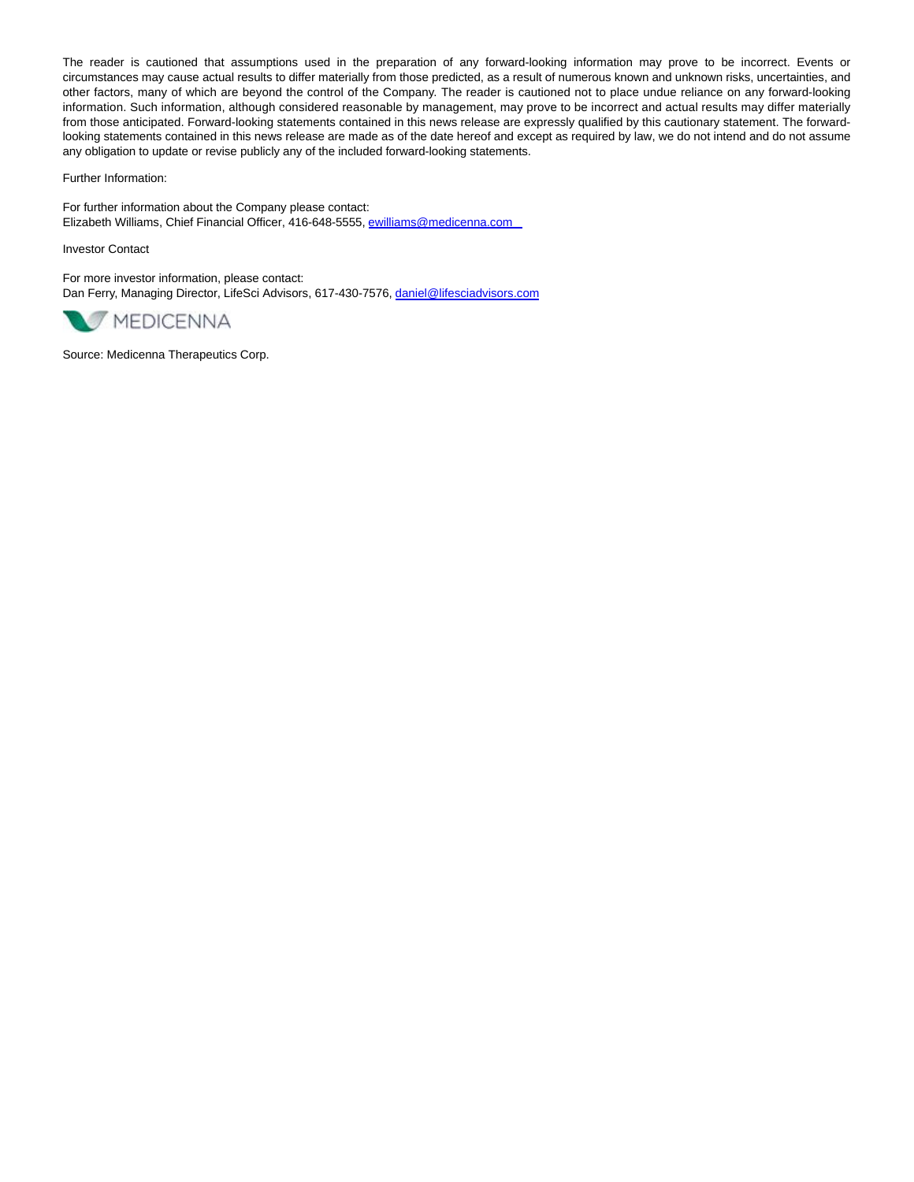The reader is cautioned that assumptions used in the preparation of any forward-looking information may prove to be incorrect. Events or circumstances may cause actual results to differ materially from those predicted, as a result of numerous known and unknown risks, uncertainties, and other factors, many of which are beyond the control of the Company. The reader is cautioned not to place undue reliance on any forward-looking information. Such information, although considered reasonable by management, may prove to be incorrect and actual results may differ materially from those anticipated. Forward-looking statements contained in this news release are expressly qualified by this cautionary statement. The forward-looking statements contained in this news release are made as of the date hereof and except as required by law, we do not intend and do not assume any obligation to update or revise publicly any of the included forward-looking statements.

Further Information:

For further information about the Company please contact:
Elizabeth Williams, Chief Financial Officer, 416-648-5555, ewilliams@medicenna.com

Investor Contact

For more investor information, please contact:
Dan Ferry, Managing Director, LifeSci Advisors, 617-430-7576, daniel@lifesciadvisors.com

MEDICENNA

Source: Medicenna Therapeutics Corp.